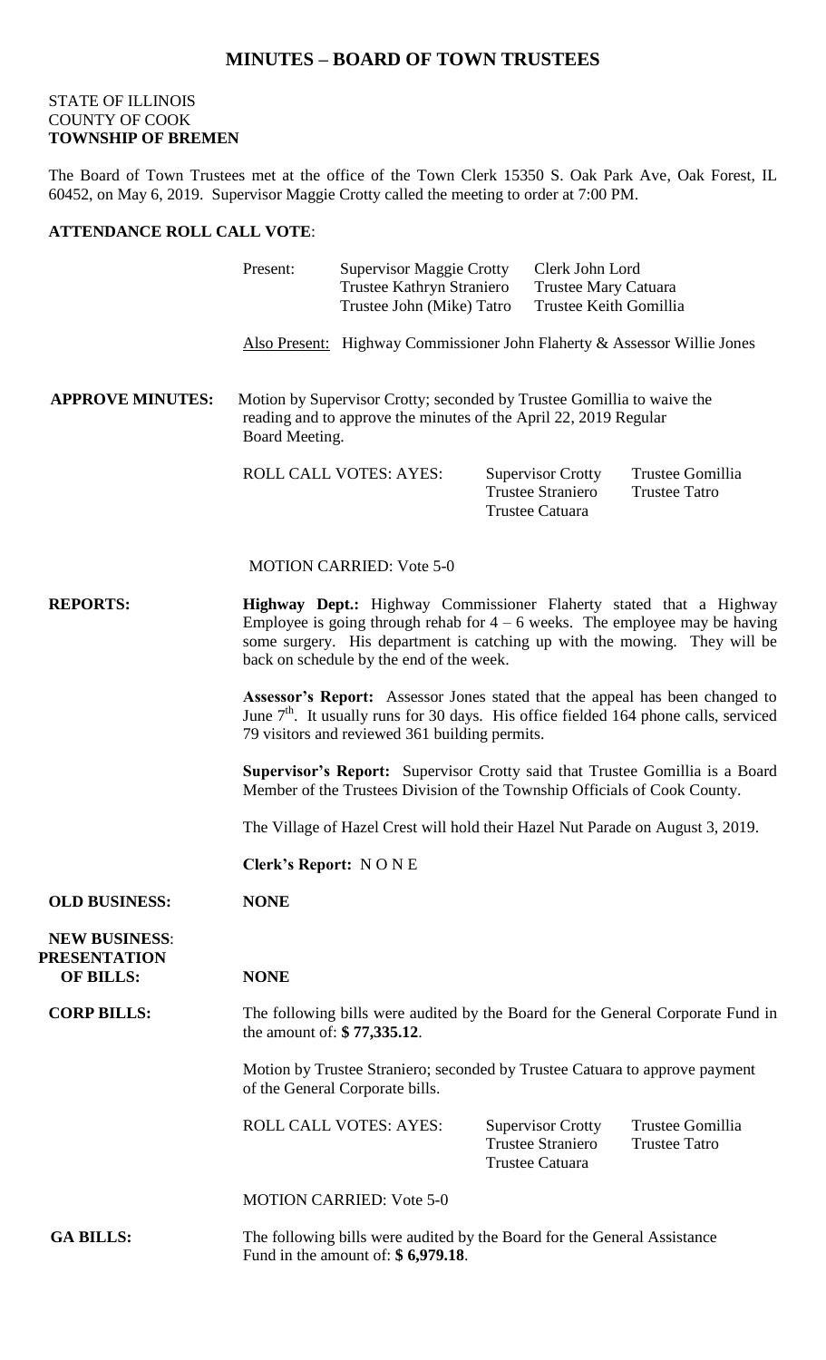# MINUTES – BOARD OF TOWN TRUSTEES

STATE OF ILLINOIS
COUNTY OF COOK
**TOWNSHIP OF BREMEN**

The Board of Town Trustees met at the office of the Town Clerk 15350 S. Oak Park Ave, Oak Forest, IL 60452, on May 6, 2019. Supervisor Maggie Crotty called the meeting to order at 7:00 PM.

**ATTENDANCE ROLL CALL VOTE**:

Present:
- Supervisor Maggie Crotty
- Clerk John Lord
- Trustee Kathryn Straniero
- Trustee Mary Catuara
- Trustee John (Mike) Tatro
- Trustee Keith Gomillia

Also Present: Highway Commissioner John Flaherty & Assessor Willie Jones

**APPROVE MINUTES:** Motion by Supervisor Crotty; seconded by Trustee Gomillia to waive the reading and to approve the minutes of the April 22, 2019 Regular Board Meeting.

ROLL CALL VOTES: AYES: Supervisor Crotty, Trustee Gomillia, Trustee Straniero, Trustee Tatro, Trustee Catuara

MOTION CARRIED: Vote 5-0

**REPORTS:**

**Highway Dept.:** Highway Commissioner Flaherty stated that a Highway Employee is going through rehab for 4 – 6 weeks. The employee may be having some surgery. His department is catching up with the mowing. They will be back on schedule by the end of the week.

**Assessor's Report:** Assessor Jones stated that the appeal has been changed to June 7th. It usually runs for 30 days. His office fielded 164 phone calls, serviced 79 visitors and reviewed 361 building permits.

**Supervisor's Report:** Supervisor Crotty said that Trustee Gomillia is a Board Member of the Trustees Division of the Township Officials of Cook County.

The Village of Hazel Crest will hold their Hazel Nut Parade on August 3, 2019.

**Clerk's Report:** N O N E

**OLD BUSINESS:** **NONE**

**NEW BUSINESS: PRESENTATION OF BILLS:** **NONE**

**CORP BILLS:** The following bills were audited by the Board for the General Corporate Fund in the amount of: **$ 77,335.12**.

Motion by Trustee Straniero; seconded by Trustee Catuara to approve payment of the General Corporate bills.

ROLL CALL VOTES: AYES: Supervisor Crotty, Trustee Gomillia, Trustee Straniero, Trustee Tatro, Trustee Catuara

MOTION CARRIED: Vote 5-0

**GA BILLS:** The following bills were audited by the Board for the General Assistance Fund in the amount of: **$ 6,979.18**.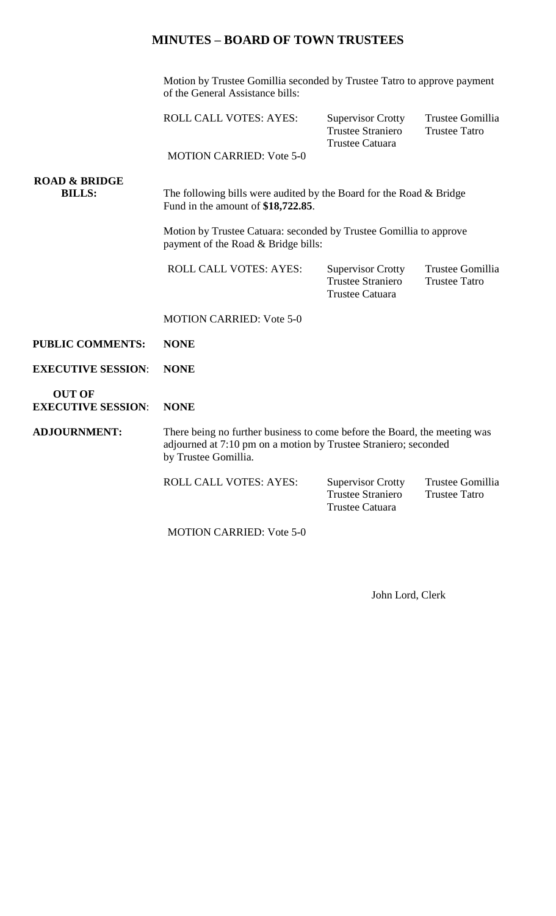# MINUTES – BOARD OF TOWN TRUSTEES

Motion by Trustee Gomillia seconded by Trustee Tatro to approve payment of the General Assistance bills:

| | | |
|---|---|---|
| ROLL CALL VOTES: AYES: | Supervisor Crotty<br>Trustee Straniero<br>Trustee Catuara | Trustee Gomillia<br>Trustee Tatro |

MOTION CARRIED: Vote 5-0

**ROAD & BRIDGE BILLS:**

The following bills were audited by the Board for the Road & Bridge Fund in the amount of **$18,722.85**.

Motion by Trustee Catuara: seconded by Trustee Gomillia to approve payment of the Road & Bridge bills:

| | | |
|---|---|---|
| ROLL CALL VOTES: AYES: | Supervisor Crotty<br>Trustee Straniero<br>Trustee Catuara | Trustee Gomillia<br>Trustee Tatro |

MOTION CARRIED: Vote 5-0

**PUBLIC COMMENTS:** **NONE**

**EXECUTIVE SESSION:** **NONE**

**OUT OF EXECUTIVE SESSION:** **NONE**

**ADJOURNMENT:** There being no further business to come before the Board, the meeting was adjourned at 7:10 pm on a motion by Trustee Straniero; seconded by Trustee Gomillia.

| | | |
|---|---|---|
| ROLL CALL VOTES: AYES: | Supervisor Crotty<br>Trustee Straniero<br>Trustee Catuara | Trustee Gomillia<br>Trustee Tatro |

MOTION CARRIED: Vote 5-0

John Lord, Clerk